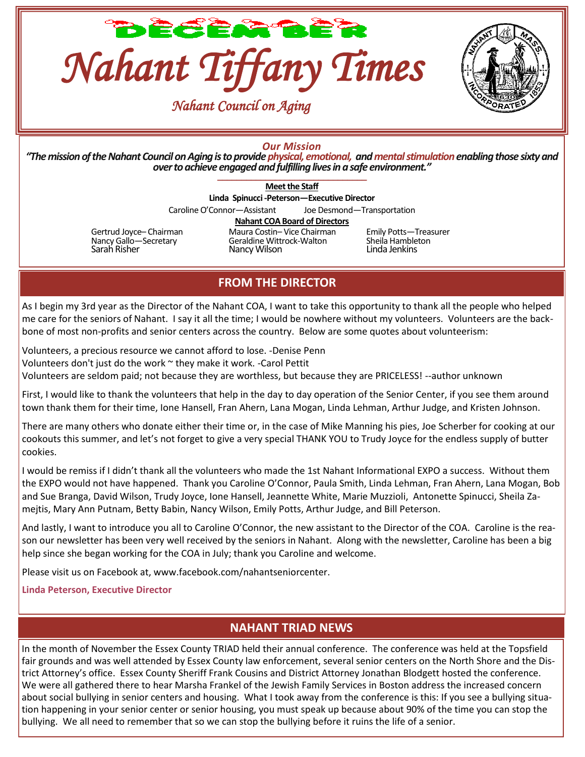DECEMBER

# Nahant Tiffany Times

*Nahant Council on Aging*

***Our Mission***

***"The mission of the Nahant Council on Aging is to provide physical, emotional, and mental stimulation enabling those sixty and over to achieve engaged and fulfilling lives in a safe environment."***

**Meet the Staff**

**Linda Spinucci-Peterson—Executive Director**

Caroline O'Connor—Assistant Joe Desmond—Transportation

**Nahant COA Board of Directors**

Gertrud Joyce– Chairman
Nancy Gallo—Secretary
Sarah Risher
Maura Costin– Vice Chairman
Geraldine Wittrock-Walton
Nancy Wilson
Emily Potts—Treasurer
Sheila Hambleton
Linda Jenkins

## FROM THE DIRECTOR

As I begin my 3rd year as the Director of the Nahant COA, I want to take this opportunity to thank all the people who helped me care for the seniors of Nahant. I say it all the time; I would be nowhere without my volunteers. Volunteers are the backbone of most non-profits and senior centers across the country. Below are some quotes about volunteerism:

Volunteers, a precious resource we cannot afford to lose. -Denise Penn
Volunteers don't just do the work ~ they make it work. -Carol Pettit
Volunteers are seldom paid; not because they are worthless, but because they are PRICELESS! --author unknown

First, I would like to thank the volunteers that help in the day to day operation of the Senior Center, if you see them around town thank them for their time, Ione Hansell, Fran Ahern, Lana Mogan, Linda Lehman, Arthur Judge, and Kristen Johnson.

There are many others who donate either their time or, in the case of Mike Manning his pies, Joe Scherber for cooking at our cookouts this summer, and let's not forget to give a very special THANK YOU to Trudy Joyce for the endless supply of butter cookies.

I would be remiss if I didn't thank all the volunteers who made the 1st Nahant Informational EXPO a success. Without them the EXPO would not have happened. Thank you Caroline O'Connor, Paula Smith, Linda Lehman, Fran Ahern, Lana Mogan, Bob and Sue Branga, David Wilson, Trudy Joyce, Ione Hansell, Jeannette White, Marie Muzzioli, Antonette Spinucci, Sheila Zamejtis, Mary Ann Putnam, Betty Babin, Nancy Wilson, Emily Potts, Arthur Judge, and Bill Peterson.

And lastly, I want to introduce you all to Caroline O'Connor, the new assistant to the Director of the COA. Caroline is the reason our newsletter has been very well received by the seniors in Nahant. Along with the newsletter, Caroline has been a big help since she began working for the COA in July; thank you Caroline and welcome.

Please visit us on Facebook at, www.facebook.com/nahantseniorcenter.

**Linda Peterson, Executive Director**

## NAHANT TRIAD NEWS

In the month of November the Essex County TRIAD held their annual conference. The conference was held at the Topsfield fair grounds and was well attended by Essex County law enforcement, several senior centers on the North Shore and the District Attorney's office. Essex County Sheriff Frank Cousins and District Attorney Jonathan Blodgett hosted the conference. We were all gathered there to hear Marsha Frankel of the Jewish Family Services in Boston address the increased concern about social bullying in senior centers and housing. What I took away from the conference is this: If you see a bullying situation happening in your senior center or senior housing, you must speak up because about 90% of the time you can stop the bullying. We all need to remember that so we can stop the bullying before it ruins the life of a senior.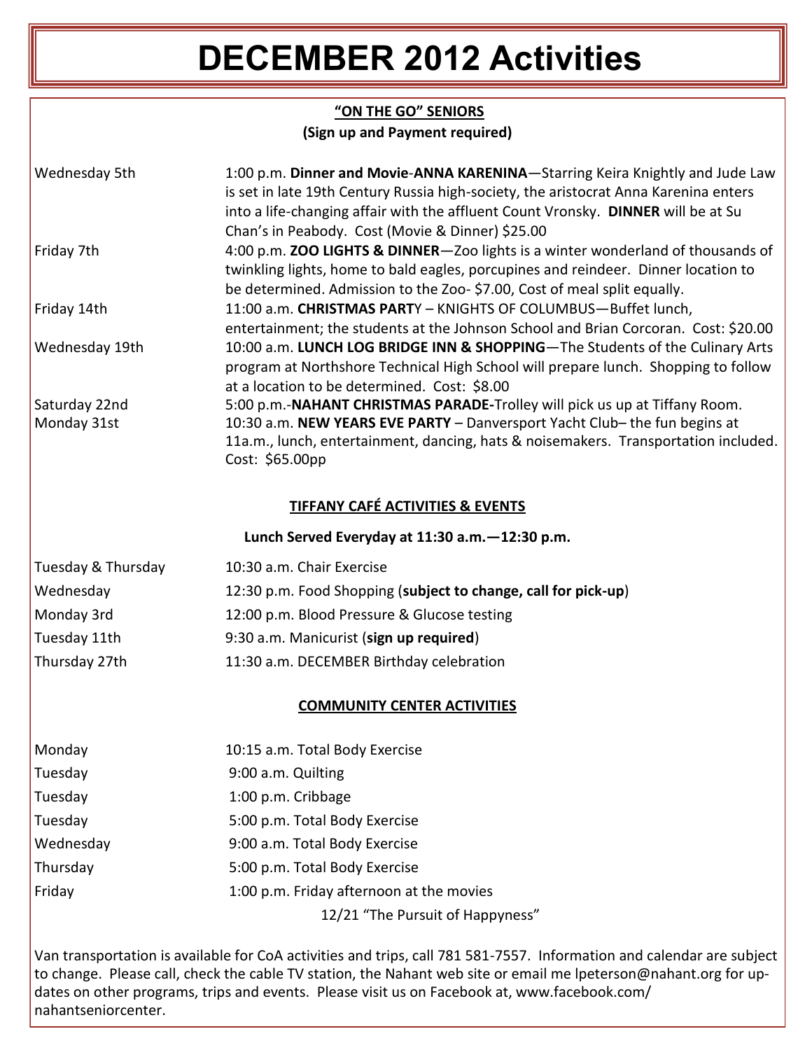# DECEMBER 2012 Activities

## "ON THE GO" SENIORS

**(Sign up and Payment required)**

| | |
|---|---|
| Wednesday 5th | 1:00 p.m. **Dinner and Movie-ANNA KARENINA**—Starring Keira Knightly and Jude Law is set in late 19th Century Russia high-society, the aristocrat Anna Karenina enters into a life-changing affair with the affluent Count Vronsky. **DINNER** will be at Su Chan's in Peabody. Cost (Movie & Dinner) $25.00 |
| Friday 7th | 4:00 p.m. **ZOO LIGHTS & DINNER**—Zoo lights is a winter wonderland of thousands of twinkling lights, home to bald eagles, porcupines and reindeer. Dinner location to be determined. Admission to the Zoo- $7.00, Cost of meal split equally. |
| Friday 14th | 11:00 a.m. **CHRISTMAS PART**Y – KNIGHTS OF COLUMBUS—Buffet lunch, entertainment; the students at the Johnson School and Brian Corcoran. Cost: $20.00 |
| Wednesday 19th | 10:00 a.m. **LUNCH LOG BRIDGE INN & SHOPPING**—The Students of the Culinary Arts program at Northshore Technical High School will prepare lunch. Shopping to follow at a location to be determined. Cost: $8.00 |
| Saturday 22nd | 5:00 p.m.-**NAHANT CHRISTMAS PARADE**-Trolley will pick us up at Tiffany Room. |
| Monday 31st | 10:30 a.m. **NEW YEARS EVE PARTY** – Danversport Yacht Club– the fun begins at 11a.m., lunch, entertainment, dancing, hats & noisemakers. Transportation included. Cost: $65.00pp |

## TIFFANY CAFÉ ACTIVITIES & EVENTS

**Lunch Served Everyday at 11:30 a.m.—12:30 p.m.**

| | |
|---|---|
| Tuesday & Thursday | 10:30 a.m. Chair Exercise |
| Wednesday | 12:30 p.m. Food Shopping (**subject to change, call for pick-up**) |
| Monday 3rd | 12:00 p.m. Blood Pressure & Glucose testing |
| Tuesday 11th | 9:30 a.m. Manicurist (**sign up required**) |
| Thursday 27th | 11:30 a.m. DECEMBER Birthday celebration |

## COMMUNITY CENTER ACTIVITIES

| | |
|---|---|
| Monday | 10:15 a.m. Total Body Exercise |
| Tuesday | 9:00 a.m. Quilting |
| Tuesday | 1:00 p.m. Cribbage |
| Tuesday | 5:00 p.m. Total Body Exercise |
| Wednesday | 9:00 a.m. Total Body Exercise |
| Thursday | 5:00 p.m. Total Body Exercise |
| Friday | 1:00 p.m. Friday afternoon at the movies |

12/21 "The Pursuit of Happyness"

Van transportation is available for CoA activities and trips, call 781 581-7557. Information and calendar are subject to change. Please call, check the cable TV station, the Nahant web site or email me lpeterson@nahant.org for updates on other programs, trips and events. Please visit us on Facebook at, www.facebook.com/nahantseniorcenter.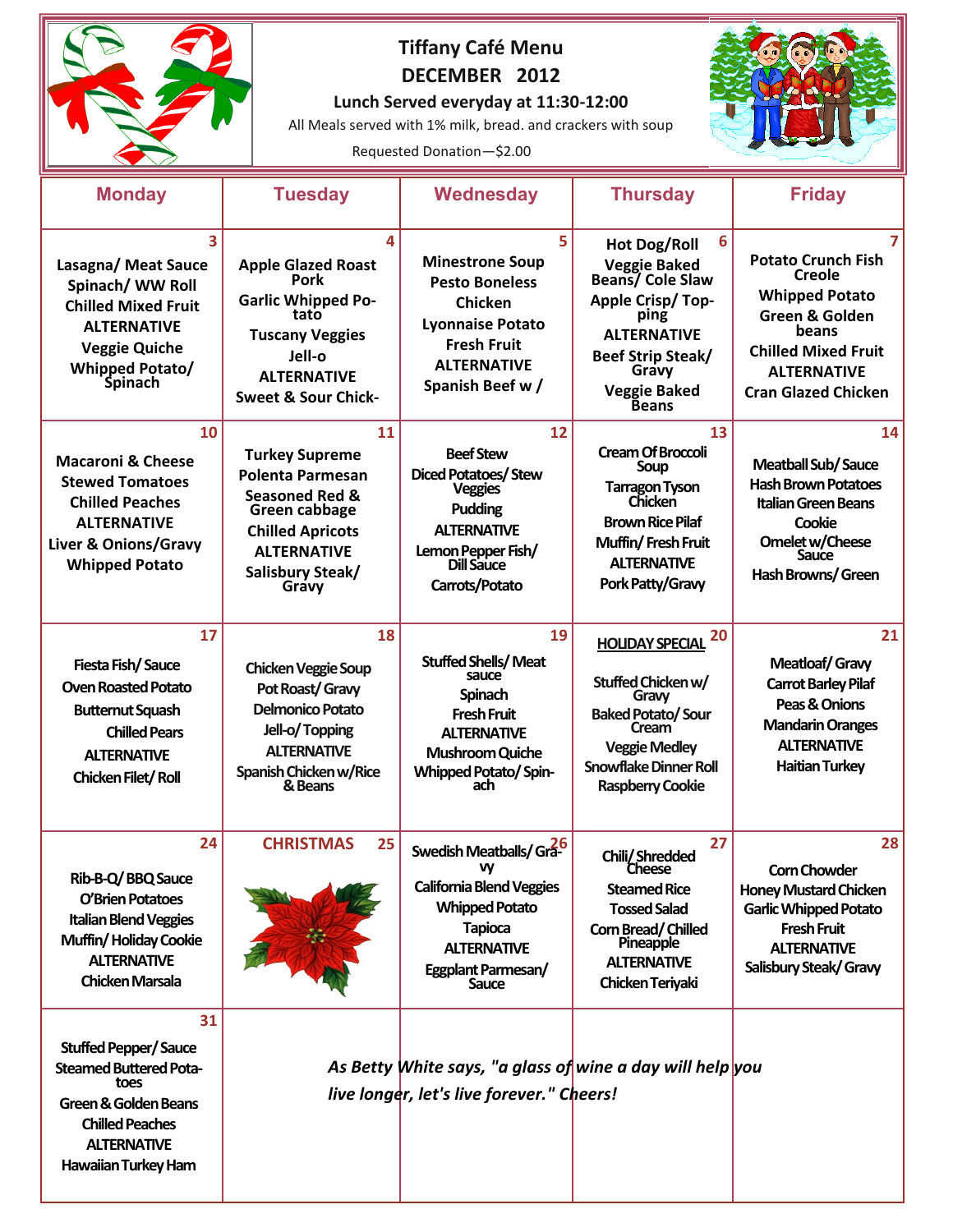# Tiffany Café Menu

## DECEMBER 2012

**Lunch Served everyday at 11:30-12:00**

All Meals served with 1% milk, bread. and crackers with soup

Requested Donation—$2.00

| Monday | Tuesday | Wednesday | Thursday | Friday |
|---|---|---|---|---|
| **3** Lasagna/ Meat Sauce<br>Spinach/ WW Roll<br>Chilled Mixed Fruit<br>ALTERNATIVE<br>Veggie Quiche<br>Whipped Potato/ Spinach | **4** Apple Glazed Roast Pork<br>Garlic Whipped Potato<br>Tuscany Veggies<br>Jell-o<br>ALTERNATIVE<br>Sweet & Sour Chick- | **5** Minestrone Soup<br>Pesto Boneless Chicken<br>Lyonnaise Potato<br>Fresh Fruit<br>ALTERNATIVE<br>Spanish Beef w / | **6** Hot Dog/Roll<br>Veggie Baked Beans/ Cole Slaw<br>Apple Crisp/ Topping<br>ALTERNATIVE<br>Beef Strip Steak/ Gravy<br>Veggie Baked Beans | **7** Potato Crunch Fish Creole<br>Whipped Potato<br>Green & Golden beans<br>Chilled Mixed Fruit<br>ALTERNATIVE<br>Cran Glazed Chicken |
| **10** Macaroni & Cheese<br>Stewed Tomatoes<br>Chilled Peaches<br>ALTERNATIVE<br>Liver & Onions/Gravy<br>Whipped Potato | **11** Turkey Supreme<br>Polenta Parmesan<br>Seasoned Red & Green cabbage<br>Chilled Apricots<br>ALTERNATIVE<br>Salisbury Steak/ Gravy | **12** Beef Stew<br>Diced Potatoes/ Stew Veggies<br>Pudding<br>ALTERNATIVE<br>Lemon Pepper Fish/ Dill Sauce<br>Carrots/Potato | **13** Cream Of Broccoli Soup<br>Tarragon Tyson Chicken<br>Brown Rice Pilaf<br>Muffin/ Fresh Fruit<br>ALTERNATIVE<br>Pork Patty/Gravy | **14** Meatball Sub/ Sauce<br>Hash Brown Potatoes<br>Italian Green Beans<br>Cookie<br>Omelet w/Cheese Sauce<br>Hash Browns/ Green |
| **17** Fiesta Fish/ Sauce<br>Oven Roasted Potato<br>Butternut Squash<br>Chilled Pears<br>ALTERNATIVE<br>Chicken Filet/ Roll | **18** Chicken Veggie Soup<br>Pot Roast/ Gravy<br>Delmonico Potato<br>Jell-o/ Topping<br>ALTERNATIVE<br>Spanish Chicken w/Rice & Beans | **19** Stuffed Shells/ Meat sauce<br>Spinach<br>Fresh Fruit<br>ALTERNATIVE<br>Mushroom Quiche<br>Whipped Potato/ Spinach | **20** HOLIDAY SPECIAL<br>Stuffed Chicken w/ Gravy<br>Baked Potato/ Sour Cream<br>Veggie Medley<br>Snowflake Dinner Roll<br>Raspberry Cookie | **21** Meatloaf/ Gravy<br>Carrot Barley Pilaf<br>Peas & Onions<br>Mandarin Oranges<br>ALTERNATIVE<br>Haitian Turkey |
| **24** Rib-B-Q/ BBQ Sauce<br>O'Brien Potatoes<br>Italian Blend Veggies<br>Muffin/ Holiday Cookie<br>ALTERNATIVE<br>Chicken Marsala | **25** CHRISTMAS | **26** Swedish Meatballs/ Gravy<br>California Blend Veggies<br>Whipped Potato<br>Tapioca<br>ALTERNATIVE<br>Eggplant Parmesan/ Sauce | **27** Chili/ Shredded Cheese<br>Steamed Rice<br>Tossed Salad<br>Corn Bread/ Chilled Pineapple<br>ALTERNATIVE<br>Chicken Teriyaki | **28** Corn Chowder<br>Honey Mustard Chicken<br>Garlic Whipped Potato<br>Fresh Fruit<br>ALTERNATIVE<br>Salisbury Steak/ Gravy |
| **31** Stuffed Pepper/ Sauce<br>Steamed Buttered Potatoes<br>Green & Golden Beans<br>Chilled Peaches<br>ALTERNATIVE<br>Hawaiian Turkey Ham | | | | |

*As Betty White says, "a glass of wine a day will help you live longer, let's live forever." Cheers!*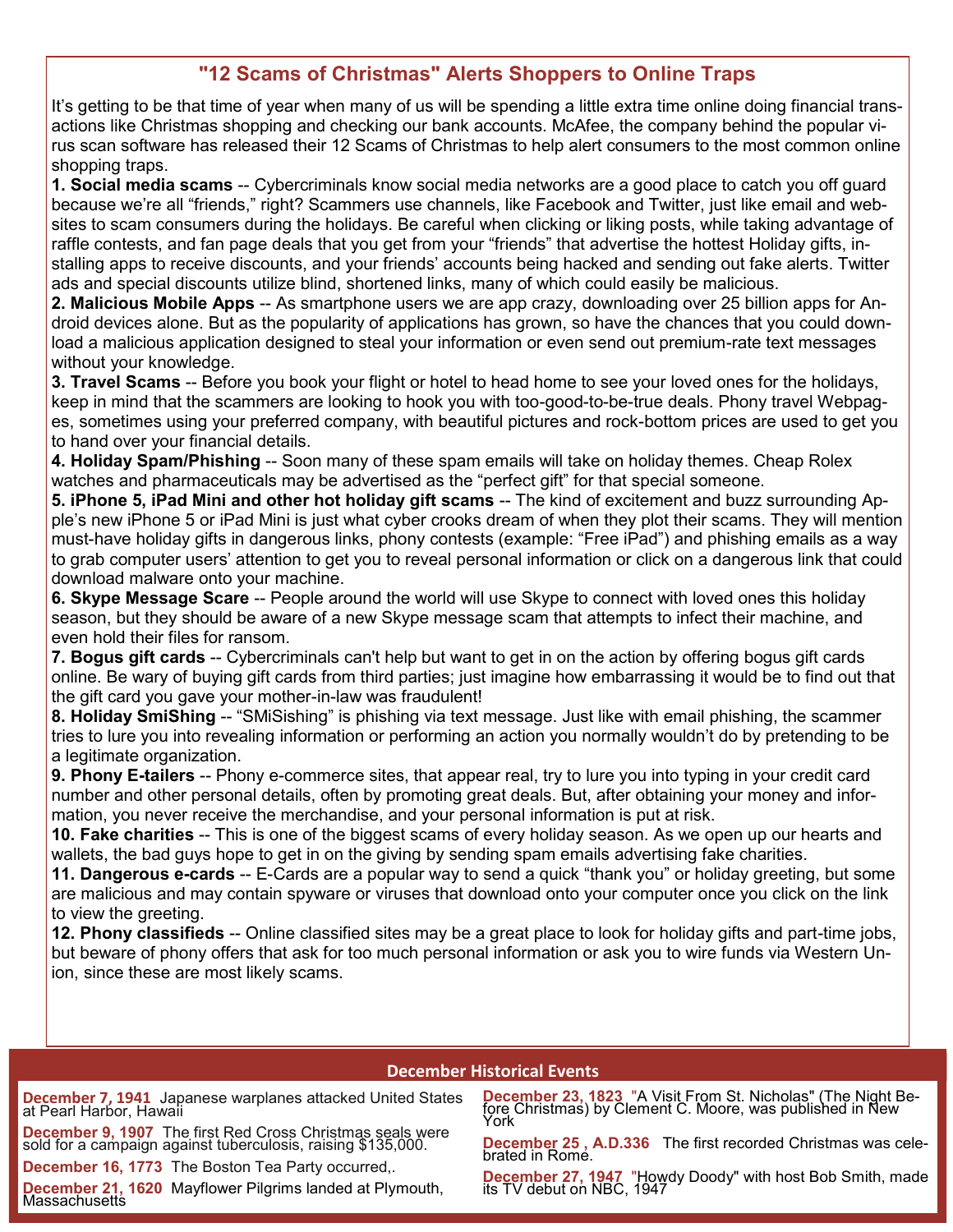## "12 Scams of Christmas" Alerts Shoppers to Online Traps

It's getting to be that time of year when many of us will be spending a little extra time online doing financial transactions like Christmas shopping and checking our bank accounts. McAfee, the company behind the popular virus scan software has released their 12 Scams of Christmas to help alert consumers to the most common online shopping traps.

**1. Social media scams** -- Cybercriminals know social media networks are a good place to catch you off guard because we're all "friends," right? Scammers use channels, like Facebook and Twitter, just like email and websites to scam consumers during the holidays. Be careful when clicking or liking posts, while taking advantage of raffle contests, and fan page deals that you get from your "friends" that advertise the hottest Holiday gifts, installing apps to receive discounts, and your friends' accounts being hacked and sending out fake alerts. Twitter ads and special discounts utilize blind, shortened links, many of which could easily be malicious.

**2. Malicious Mobile Apps** -- As smartphone users we are app crazy, downloading over 25 billion apps for Android devices alone. But as the popularity of applications has grown, so have the chances that you could download a malicious application designed to steal your information or even send out premium-rate text messages without your knowledge.

**3. Travel Scams** -- Before you book your flight or hotel to head home to see your loved ones for the holidays, keep in mind that the scammers are looking to hook you with too-good-to-be-true deals. Phony travel Webpages, sometimes using your preferred company, with beautiful pictures and rock-bottom prices are used to get you to hand over your financial details.

**4. Holiday Spam/Phishing** -- Soon many of these spam emails will take on holiday themes. Cheap Rolex watches and pharmaceuticals may be advertised as the "perfect gift" for that special someone.

**5. iPhone 5, iPad Mini and other hot holiday gift scams** -- The kind of excitement and buzz surrounding Apple's new iPhone 5 or iPad Mini is just what cyber crooks dream of when they plot their scams. They will mention must-have holiday gifts in dangerous links, phony contests (example: "Free iPad") and phishing emails as a way to grab computer users' attention to get you to reveal personal information or click on a dangerous link that could download malware onto your machine.

**6. Skype Message Scare** -- People around the world will use Skype to connect with loved ones this holiday season, but they should be aware of a new Skype message scam that attempts to infect their machine, and even hold their files for ransom.

**7. Bogus gift cards** -- Cybercriminals can't help but want to get in on the action by offering bogus gift cards online. Be wary of buying gift cards from third parties; just imagine how embarrassing it would be to find out that the gift card you gave your mother-in-law was fraudulent!

**8. Holiday SmiShing** -- "SMiSishing" is phishing via text message. Just like with email phishing, the scammer tries to lure you into revealing information or performing an action you normally wouldn't do by pretending to be a legitimate organization.

**9. Phony E-tailers** -- Phony e-commerce sites, that appear real, try to lure you into typing in your credit card number and other personal details, often by promoting great deals. But, after obtaining your money and information, you never receive the merchandise, and your personal information is put at risk.

**10. Fake charities** -- This is one of the biggest scams of every holiday season. As we open up our hearts and wallets, the bad guys hope to get in on the giving by sending spam emails advertising fake charities.

**11. Dangerous e-cards** -- E-Cards are a popular way to send a quick "thank you" or holiday greeting, but some are malicious and may contain spyware or viruses that download onto your computer once you click on the link to view the greeting.

**12. Phony classifieds** -- Online classified sites may be a great place to look for holiday gifts and part-time jobs, but beware of phony offers that ask for too much personal information or ask you to wire funds via Western Union, since these are most likely scams.

## December Historical Events

**December 7, 1941** Japanese warplanes attacked United States at Pearl Harbor, Hawaii

**December 9, 1907** The first Red Cross Christmas seals were sold for a campaign against tuberculosis, raising $135,000.

**December 16, 1773** The Boston Tea Party occurred,.

**December 21, 1620** Mayflower Pilgrims landed at Plymouth, Massachusetts

**December 23, 1823** "A Visit From St. Nicholas" (The Night Before Christmas) by Clement C. Moore, was published in New York

**December 25 , A.D.336** The first recorded Christmas was celebrated in Rome.

**December 27, 1947** "Howdy Doody" with host Bob Smith, made its TV debut on NBC, 1947